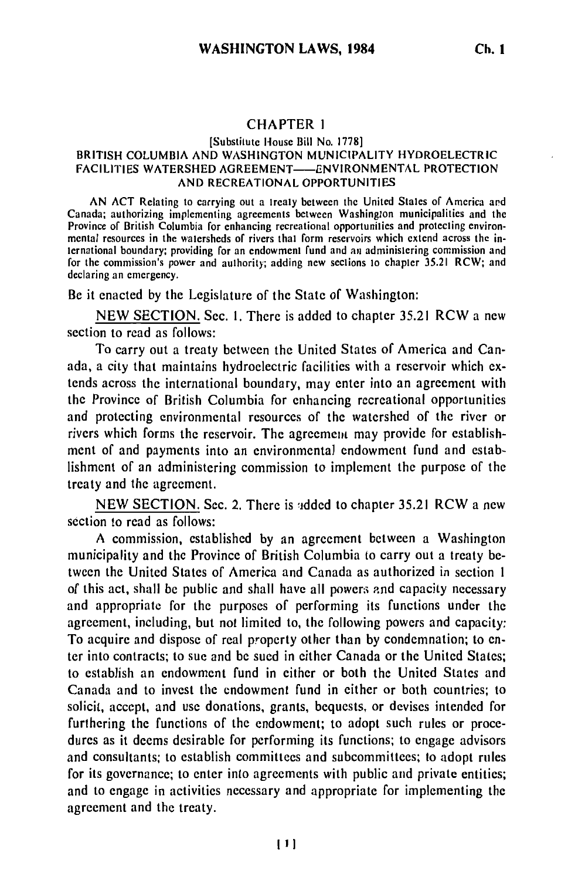# CHAPTER 1

[Substitute House Bill No. 1778]

## BRITISH COLUMBIA AND WASHINGTON MUNICIPALITY HYDROELECTRIC FACILITIES WATERSHED AGREEMENT——ENVIRONMENTAL PROTECTION AND RECREATIONAL OPPORTUNITIES

AN ACT Relating to carrying out a treaty between the United States of America and Canada; authorizing implementing agreements between Washington municipalities and the Province of British Columbia for enhancing recreational opportunities and protecting environmental resources in the watersheds of rivers that form reservoirs which extend across the international boundary; providing for an endowment fund and an administering commission and for the commission's power and authority; adding new sections to chapter 35.21 RCW; and declaring an emergency.

Be it enacted by the Legislature of the State of Washington:

NEW SECTION. Sec. 1. There is added to chapter 35.21 RCW a new section to read as follows:

To carry out a treaty between the United States of America and Canada, a city that maintains hydroelectric facilities with a reservoir which extends across the international boundary, may enter into an agreement with the Province of British Columbia for enhancing recreational opportunities and protecting environmental resources of the watershed of the river or rivers which forms the reservoir. The agreement may provide for establishment of and payments into an environmental endowment fund and establishment of an administering commission to implement the purpose of the treaty and the agreement.

NEW SECTION. Sec. 2. There is added to chapter 35.21 RCW a new section to read as follows:

A commission, established by an agreement between a Washington municipality and the Province of British Columbia to carry out a treaty between the United States of America and Canada as authorized in section 1 of this act, shall be public and shall have all powers and capacity necessary and appropriate for the purposes of performing its functions under the agreement, including, but not limited to, the following powers and capacity: To acquire and dispose of real property other than by condemnation; to enter into contracts; to sue and be sued in either Canada or the United States; to establish an endowment fund in either or both the United States and Canada and to invest the endowment fund in either or both countries; to solicit, accept, and use donations, grants, bequests, or devises intended for furthering the functions of the endowment; to adopt such rules or procedures as it deems desirable for performing its functions; to engage advisors and consultants; to establish committees and subcommittees; to adopt rules for its governance; to enter into agreements with public and private entities; and to engage in activities necessary and appropriate for implementing the agreement and the treaty.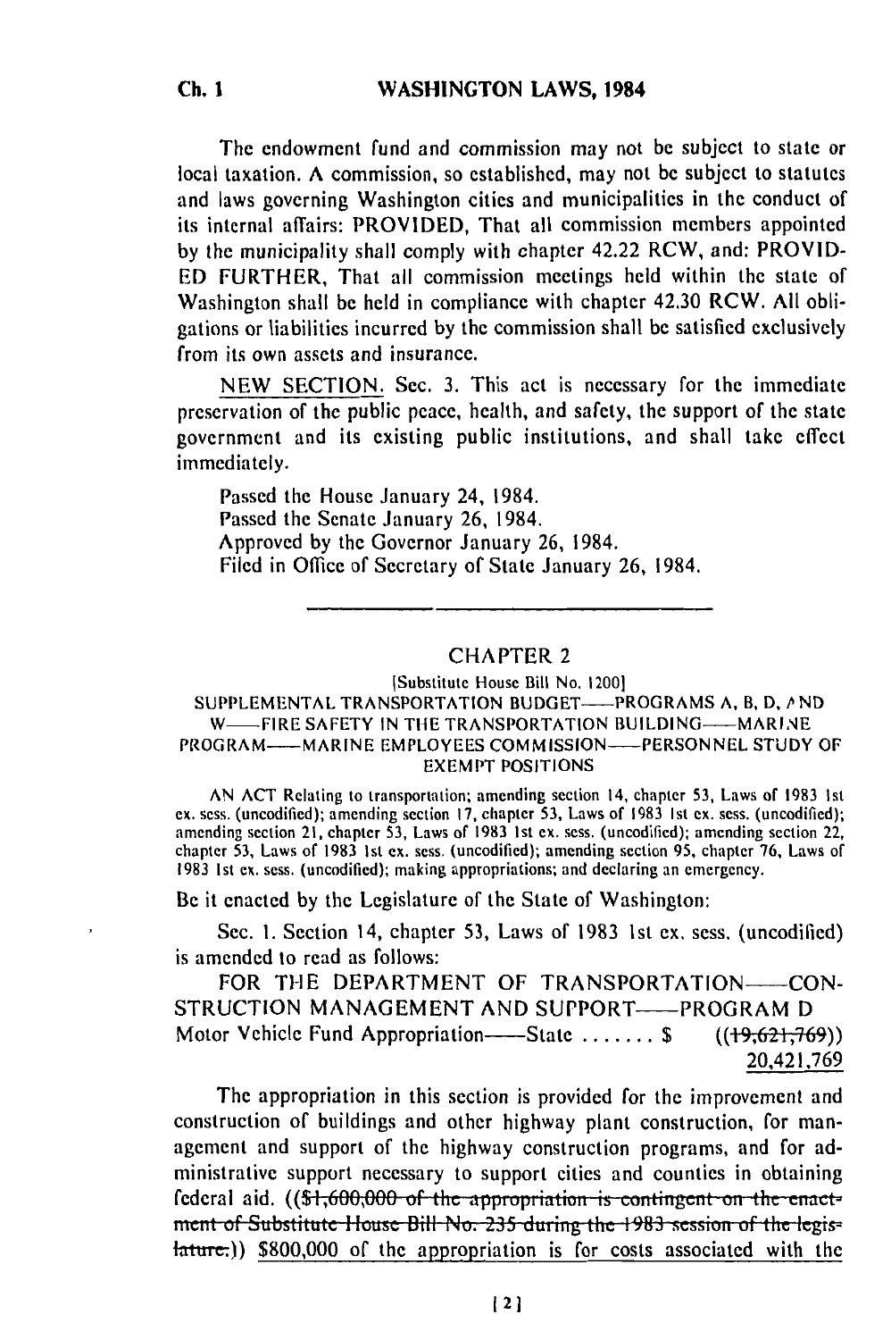The endowment fund and commission may not be subject to state or local taxation. A commission, so established, may not be subject to statutes and laws governing Washington cities and municipalities in the conduct of its internal affairs: PROVIDED, That all commission members appointed by the municipality shall comply with chapter 42.22 RCW, and: PROVIDED FURTHER, That all commission meetings held within the state of Washington shall be held in compliance with chapter 42.30 RCW. All obligations or liabilities incurred by the commission shall be satisfied exclusively from its own assets and insurance.

NEW SECTION. Sec. 3. This act is necessary for the immediate preservation of the public peace, health, and safety, the support of the state government and its existing public institutions, and shall take effect immediately.

Passed the House January 24, 1984.
Passed the Senate January 26, 1984.
Approved by the Governor January 26, 1984.
Filed in Office of Secretary of State January 26, 1984.

---

## CHAPTER 2

[Substitute House Bill No. 1200]

SUPPLEMENTAL TRANSPORTATION BUDGET——PROGRAMS A, B, D, AND W——FIRE SAFETY IN THE TRANSPORTATION BUILDING——MARINE PROGRAM——MARINE EMPLOYEES COMMISSION——PERSONNEL STUDY OF EXEMPT POSITIONS

AN ACT Relating to transportation; amending section 14, chapter 53, Laws of 1983 1st ex. sess. (uncodified); amending section 17, chapter 53, Laws of 1983 1st ex. sess. (uncodified); amending section 21, chapter 53, Laws of 1983 1st ex. sess. (uncodified); amending section 22, chapter 53, Laws of 1983 1st ex. sess. (uncodified); amending section 95, chapter 76, Laws of 1983 1st ex. sess. (uncodified); making appropriations; and declaring an emergency.

Be it enacted by the Legislature of the State of Washington:

Sec. 1. Section 14, chapter 53, Laws of 1983 1st ex. sess. (uncodified) is amended to read as follows:

FOR THE DEPARTMENT OF TRANSPORTATION——CONSTRUCTION MANAGEMENT AND SUPPORT——PROGRAM D
Motor Vehicle Fund Appropriation——State ....... $ ((~~19,621,769~~))
20,421,769

The appropriation in this section is provided for the improvement and construction of buildings and other highway plant construction, for management and support of the highway construction programs, and for administrative support necessary to support cities and counties in obtaining federal aid. ((~~$1,600,000 of the appropriation is contingent on the enactment of Substitute House Bill No. 235 during the 1983 session of the legislature.~~)) $800,000 of the appropriation is for costs associated with the